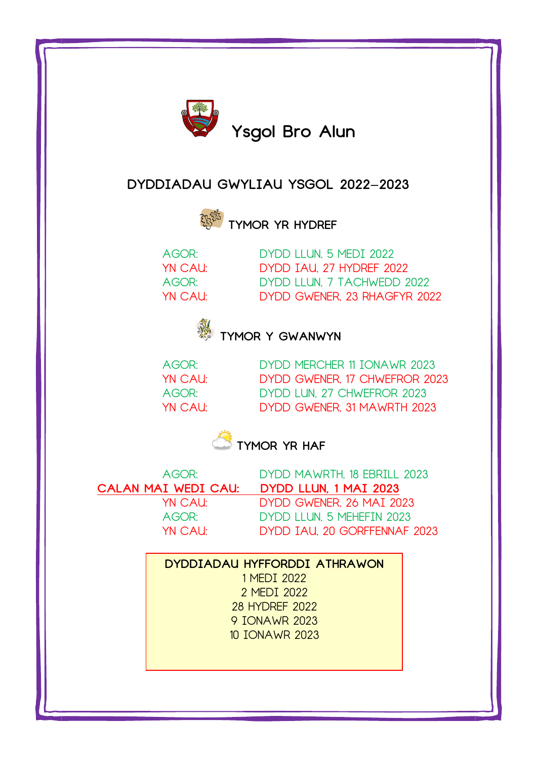# Ysgol Bro Alun

## DYDDIADAU GWYLIAU YSGOL 2022–2023

### TYMOR YR HYDREF

| | |
|---|---|
| AGOR: | DYDD LLUN, 5 MEDI 2022 |
| YN CAU: | DYDD IAU, 27 HYDREF 2022 |
| AGOR: | DYDD LLUN, 7 TACHWEDD 2022 |
| YN CAU: | DYDD GWENER, 23 RHAGFYR 2022 |

### TYMOR Y GWANWYN

| | |
|---|---|
| AGOR: | DYDD MERCHER 11 IONAWR 2023 |
| YN CAU: | DYDD GWENER, 17 CHWEFROR 2023 |
| AGOR: | DYDD LUN, 27 CHWEFROR 2023 |
| YN CAU: | DYDD GWENER, 31 MAWRTH 2023 |

### TYMOR YR HAF

| | |
|---|---|
| AGOR: | DYDD MAWRTH, 18 EBRILL 2023 |
| **CALAN MAI WEDI CAU:** | **DYDD LLUN, 1 MAI 2023** |
| YN CAU: | DYDD GWENER, 26 MAI 2023 |
| AGOR: | DYDD LLUN, 5 MEHEFIN 2023 |
| YN CAU: | DYDD IAU, 20 GORFFENNAF 2023 |

**DYDDIADAU HYFFORDDI ATHRAWON**

1 MEDI 2022
2 MEDI 2022
28 HYDREF 2022
9 IONAWR 2023
10 IONAWR 2023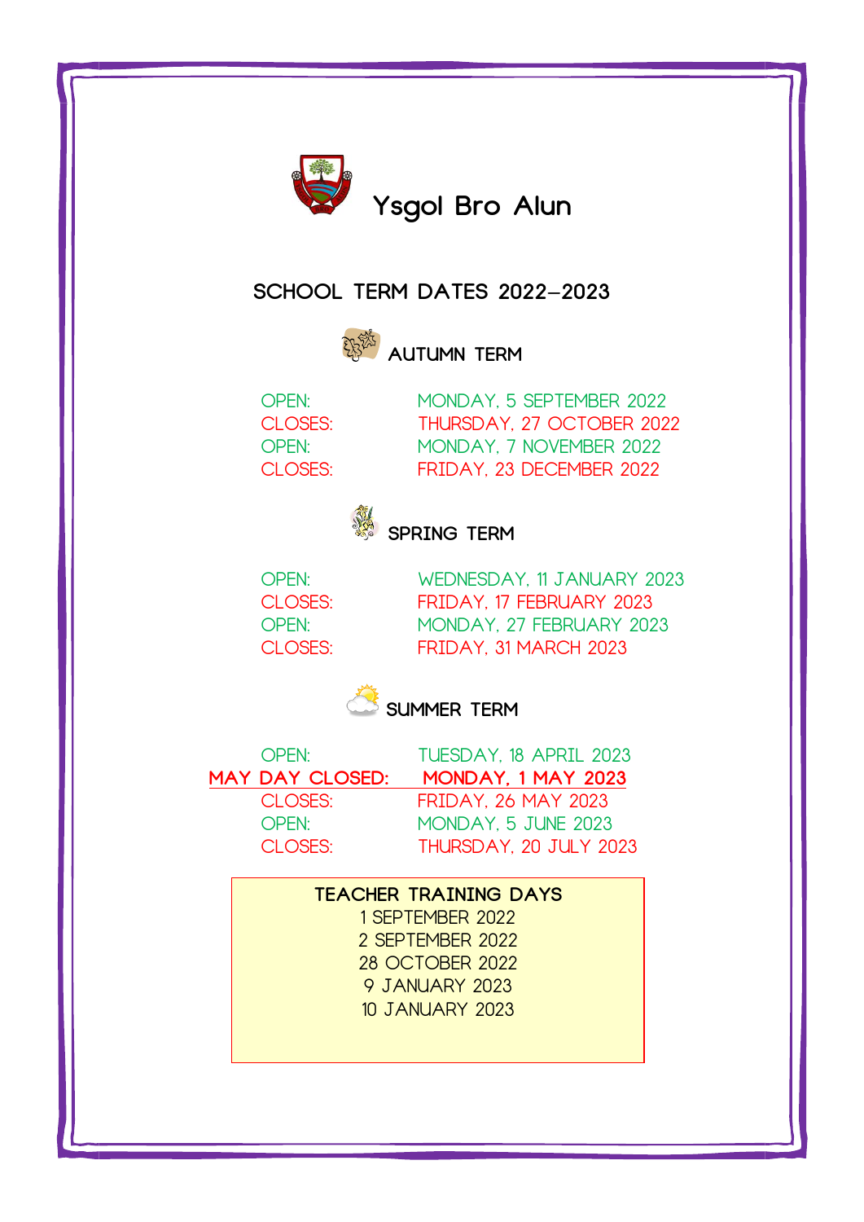# Ysgol Bro Alun

## SCHOOL TERM DATES 2022–2023

### AUTUMN TERM

| | |
|---|---|
| OPEN: | MONDAY, 5 SEPTEMBER 2022 |
| CLOSES: | THURSDAY, 27 OCTOBER 2022 |
| OPEN: | MONDAY, 7 NOVEMBER 2022 |
| CLOSES: | FRIDAY, 23 DECEMBER 2022 |

### SPRING TERM

| | |
|---|---|
| OPEN: | WEDNESDAY, 11 JANUARY 2023 |
| CLOSES: | FRIDAY, 17 FEBRUARY 2023 |
| OPEN: | MONDAY, 27 FEBRUARY 2023 |
| CLOSES: | FRIDAY, 31 MARCH 2023 |

### SUMMER TERM

| | |
|---|---|
| OPEN: | TUESDAY, 18 APRIL 2023 |
| **MAY DAY CLOSED:** | **MONDAY, 1 MAY 2023** |
| CLOSES: | FRIDAY, 26 MAY 2023 |
| OPEN: | MONDAY, 5 JUNE 2023 |
| CLOSES: | THURSDAY, 20 JULY 2023 |

**TEACHER TRAINING DAYS**

1 SEPTEMBER 2022
2 SEPTEMBER 2022
28 OCTOBER 2022
9 JANUARY 2023
10 JANUARY 2023